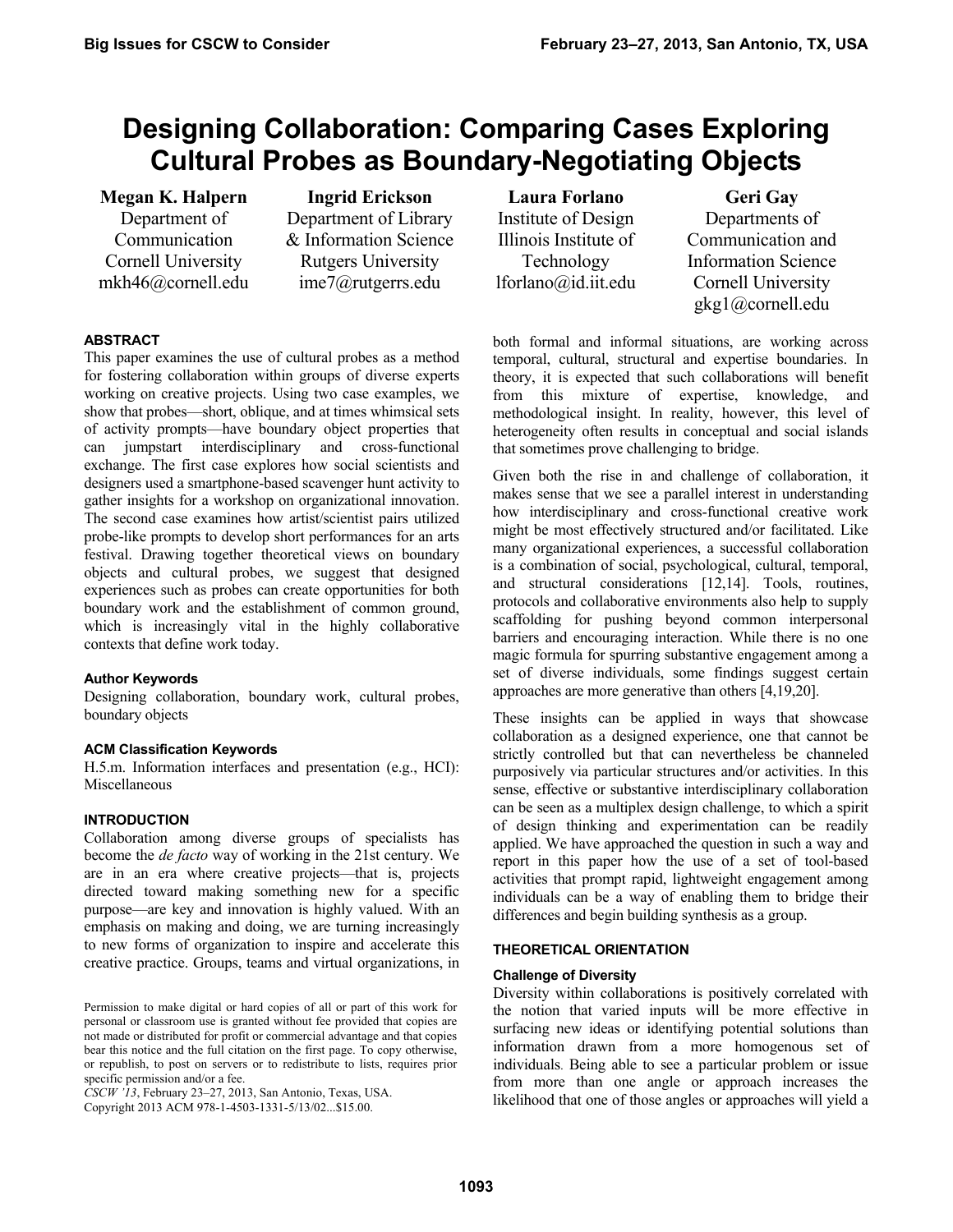# Designing Collaboration: Comparing Cases Exploring Cultural Probes as Boundary-Negotiating Objects

**Megan K. Halpern**
Department of Communication
Cornell University
mkh46@cornell.edu

**Ingrid Erickson**
Department of Library & Information Science
Rutgers University
ime7@rutgerrs.edu

**Laura Forlano**
Institute of Design
Illinois Institute of Technology
lforlano@id.iit.edu

**Geri Gay**
Departments of Communication and Information Science
Cornell University
gkg1@cornell.edu

## ABSTRACT

This paper examines the use of cultural probes as a method for fostering collaboration within groups of diverse experts working on creative projects. Using two case examples, we show that probes—short, oblique, and at times whimsical sets of activity prompts—have boundary object properties that can jumpstart interdisciplinary and cross-functional exchange. The first case explores how social scientists and designers used a smartphone-based scavenger hunt activity to gather insights for a workshop on organizational innovation. The second case examines how artist/scientist pairs utilized probe-like prompts to develop short performances for an arts festival. Drawing together theoretical views on boundary objects and cultural probes, we suggest that designed experiences such as probes can create opportunities for both boundary work and the establishment of common ground, which is increasingly vital in the highly collaborative contexts that define work today.

### Author Keywords

Designing collaboration, boundary work, cultural probes, boundary objects

### ACM Classification Keywords

H.5.m. Information interfaces and presentation (e.g., HCI): Miscellaneous

## INTRODUCTION

Collaboration among diverse groups of specialists has become the *de facto* way of working in the 21st century. We are in an era where creative projects—that is, projects directed toward making something new for a specific purpose—are key and innovation is highly valued. With an emphasis on making and doing, we are turning increasingly to new forms of organization to inspire and accelerate this creative practice. Groups, teams and virtual organizations, in both formal and informal situations, are working across temporal, cultural, structural and expertise boundaries. In theory, it is expected that such collaborations will benefit from this mixture of expertise, knowledge, and methodological insight. In reality, however, this level of heterogeneity often results in conceptual and social islands that sometimes prove challenging to bridge.

Given both the rise in and challenge of collaboration, it makes sense that we see a parallel interest in understanding how interdisciplinary and cross-functional creative work might be most effectively structured and/or facilitated. Like many organizational experiences, a successful collaboration is a combination of social, psychological, cultural, temporal, and structural considerations [12,14]. Tools, routines, protocols and collaborative environments also help to supply scaffolding for pushing beyond common interpersonal barriers and encouraging interaction. While there is no one magic formula for spurring substantive engagement among a set of diverse individuals, some findings suggest certain approaches are more generative than others [4,19,20].

These insights can be applied in ways that showcase collaboration as a designed experience, one that cannot be strictly controlled but that can nevertheless be channeled purposively via particular structures and/or activities. In this sense, effective or substantive interdisciplinary collaboration can be seen as a multiplex design challenge, to which a spirit of design thinking and experimentation can be readily applied. We have approached the question in such a way and report in this paper how the use of a set of tool-based activities that prompt rapid, lightweight engagement among individuals can be a way of enabling them to bridge their differences and begin building synthesis as a group.

## THEORETICAL ORIENTATION

### Challenge of Diversity

Diversity within collaborations is positively correlated with the notion that varied inputs will be more effective in surfacing new ideas or identifying potential solutions than information drawn from a more homogenous set of individuals. Being able to see a particular problem or issue from more than one angle or approach increases the likelihood that one of those angles or approaches will yield a

Permission to make digital or hard copies of all or part of this work for personal or classroom use is granted without fee provided that copies are not made or distributed for profit or commercial advantage and that copies bear this notice and the full citation on the first page. To copy otherwise, or republish, to post on servers or to redistribute to lists, requires prior specific permission and/or a fee.
*CSCW '13*, February 23–27, 2013, San Antonio, Texas, USA.
Copyright 2013 ACM 978-1-4503-1331-5/13/02...$15.00.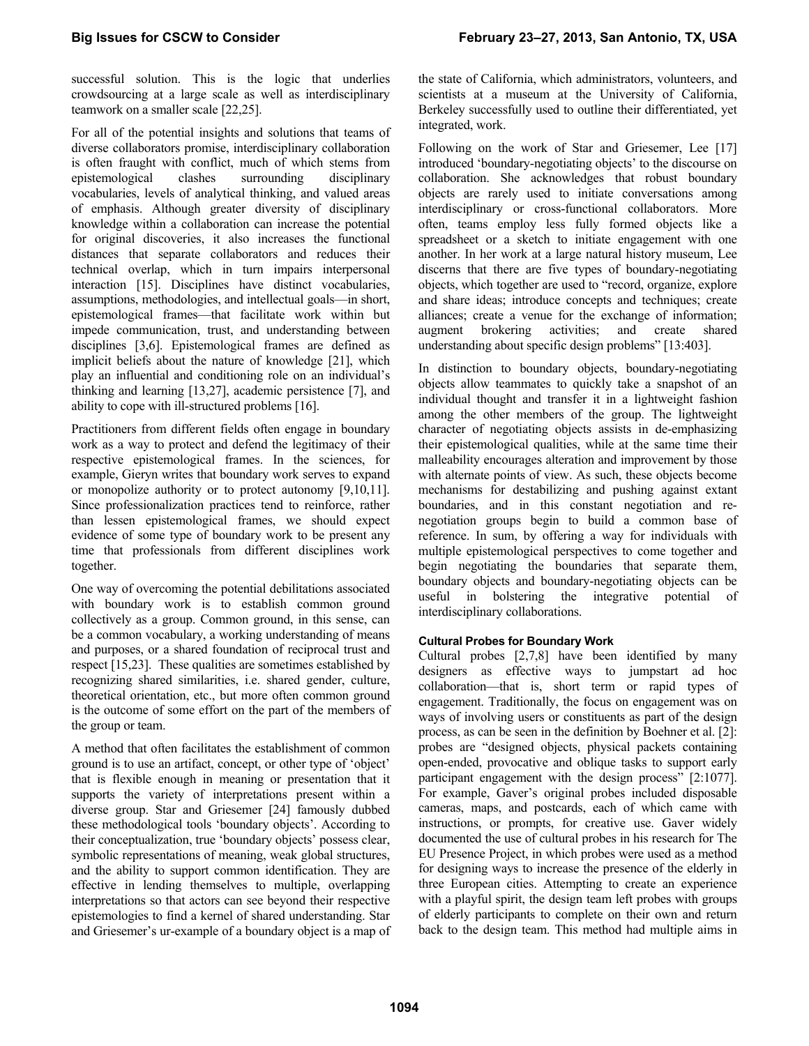successful solution. This is the logic that underlies crowdsourcing at a large scale as well as interdisciplinary teamwork on a smaller scale [22,25].

For all of the potential insights and solutions that teams of diverse collaborators promise, interdisciplinary collaboration is often fraught with conflict, much of which stems from epistemological clashes surrounding disciplinary vocabularies, levels of analytical thinking, and valued areas of emphasis. Although greater diversity of disciplinary knowledge within a collaboration can increase the potential for original discoveries, it also increases the functional distances that separate collaborators and reduces their technical overlap, which in turn impairs interpersonal interaction [15]. Disciplines have distinct vocabularies, assumptions, methodologies, and intellectual goals—in short, epistemological frames—that facilitate work within but impede communication, trust, and understanding between disciplines [3,6]. Epistemological frames are defined as implicit beliefs about the nature of knowledge [21], which play an influential and conditioning role on an individual's thinking and learning [13,27], academic persistence [7], and ability to cope with ill-structured problems [16].

Practitioners from different fields often engage in boundary work as a way to protect and defend the legitimacy of their respective epistemological frames. In the sciences, for example, Gieryn writes that boundary work serves to expand or monopolize authority or to protect autonomy [9,10,11]. Since professionalization practices tend to reinforce, rather than lessen epistemological frames, we should expect evidence of some type of boundary work to be present any time that professionals from different disciplines work together.

One way of overcoming the potential debilitations associated with boundary work is to establish common ground collectively as a group. Common ground, in this sense, can be a common vocabulary, a working understanding of means and purposes, or a shared foundation of reciprocal trust and respect [15,23]. These qualities are sometimes established by recognizing shared similarities, i.e. shared gender, culture, theoretical orientation, etc., but more often common ground is the outcome of some effort on the part of the members of the group or team.

A method that often facilitates the establishment of common ground is to use an artifact, concept, or other type of 'object' that is flexible enough in meaning or presentation that it supports the variety of interpretations present within a diverse group. Star and Griesemer [24] famously dubbed these methodological tools 'boundary objects'. According to their conceptualization, true 'boundary objects' possess clear, symbolic representations of meaning, weak global structures, and the ability to support common identification. They are effective in lending themselves to multiple, overlapping interpretations so that actors can see beyond their respective epistemologies to find a kernel of shared understanding. Star and Griesemer's ur-example of a boundary object is a map of the state of California, which administrators, volunteers, and scientists at a museum at the University of California, Berkeley successfully used to outline their differentiated, yet integrated, work.

Following on the work of Star and Griesemer, Lee [17] introduced 'boundary-negotiating objects' to the discourse on collaboration. She acknowledges that robust boundary objects are rarely used to initiate conversations among interdisciplinary or cross-functional collaborators. More often, teams employ less fully formed objects like a spreadsheet or a sketch to initiate engagement with one another. In her work at a large natural history museum, Lee discerns that there are five types of boundary-negotiating objects, which together are used to "record, organize, explore and share ideas; introduce concepts and techniques; create alliances; create a venue for the exchange of information; augment brokering activities; and create shared understanding about specific design problems" [13:403].

In distinction to boundary objects, boundary-negotiating objects allow teammates to quickly take a snapshot of an individual thought and transfer it in a lightweight fashion among the other members of the group. The lightweight character of negotiating objects assists in de-emphasizing their epistemological qualities, while at the same time their malleability encourages alteration and improvement by those with alternate points of view. As such, these objects become mechanisms for destabilizing and pushing against extant boundaries, and in this constant negotiation and re-negotiation groups begin to build a common base of reference. In sum, by offering a way for individuals with multiple epistemological perspectives to come together and begin negotiating the boundaries that separate them, boundary objects and boundary-negotiating objects can be useful in bolstering the integrative potential of interdisciplinary collaborations.

### Cultural Probes for Boundary Work

Cultural probes [2,7,8] have been identified by many designers as effective ways to jumpstart ad hoc collaboration—that is, short term or rapid types of engagement. Traditionally, the focus on engagement was on ways of involving users or constituents as part of the design process, as can be seen in the definition by Boehner et al. [2]: probes are "designed objects, physical packets containing open-ended, provocative and oblique tasks to support early participant engagement with the design process" [2:1077]. For example, Gaver's original probes included disposable cameras, maps, and postcards, each of which came with instructions, or prompts, for creative use. Gaver widely documented the use of cultural probes in his research for The EU Presence Project, in which probes were used as a method for designing ways to increase the presence of the elderly in three European cities. Attempting to create an experience with a playful spirit, the design team left probes with groups of elderly participants to complete on their own and return back to the design team. This method had multiple aims in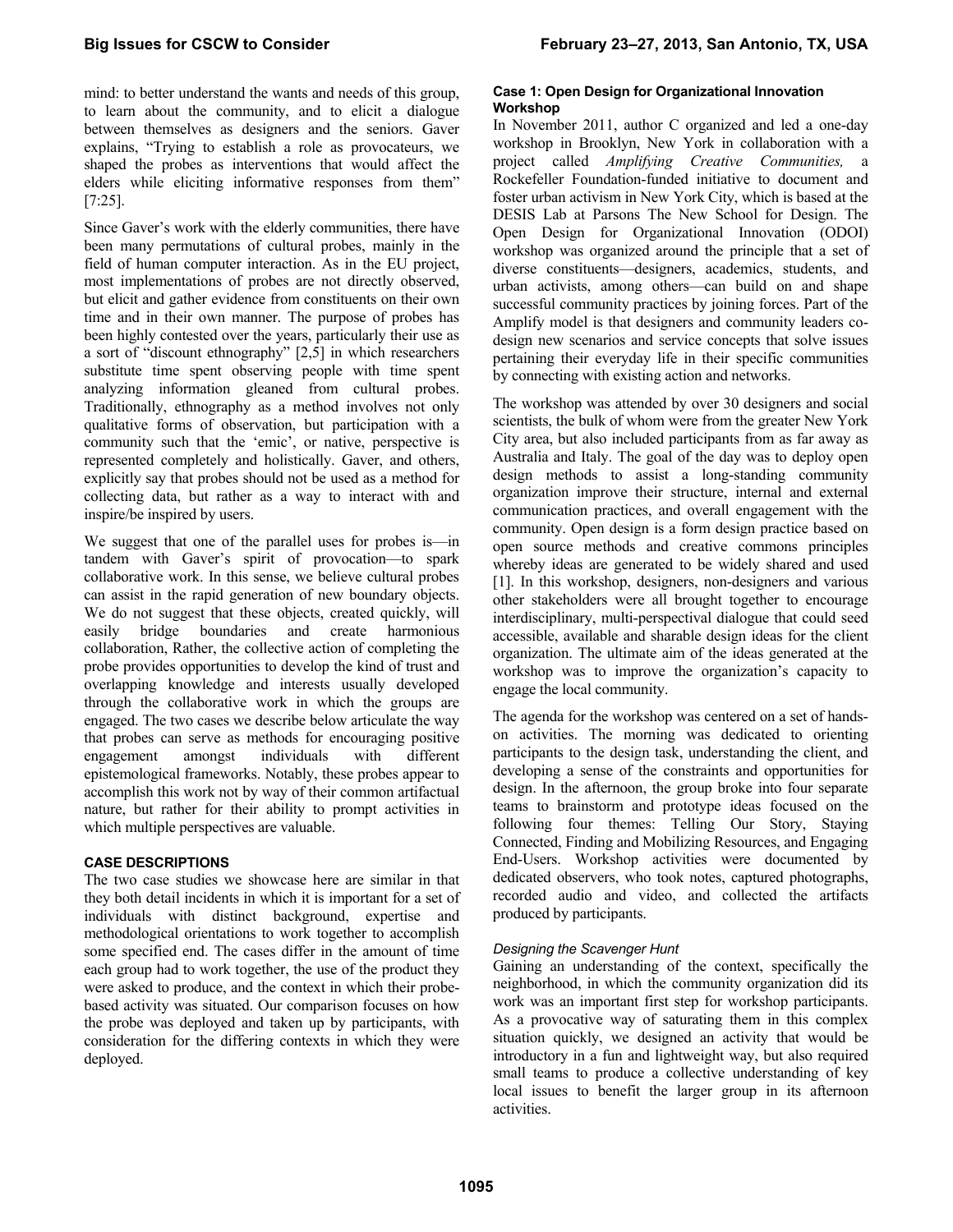mind: to better understand the wants and needs of this group, to learn about the community, and to elicit a dialogue between themselves as designers and the seniors. Gaver explains, "Trying to establish a role as provocateurs, we shaped the probes as interventions that would affect the elders while eliciting informative responses from them" [7:25].

Since Gaver's work with the elderly communities, there have been many permutations of cultural probes, mainly in the field of human computer interaction. As in the EU project, most implementations of probes are not directly observed, but elicit and gather evidence from constituents on their own time and in their own manner. The purpose of probes has been highly contested over the years, particularly their use as a sort of "discount ethnography" [2,5] in which researchers substitute time spent observing people with time spent analyzing information gleaned from cultural probes. Traditionally, ethnography as a method involves not only qualitative forms of observation, but participation with a community such that the 'emic', or native, perspective is represented completely and holistically. Gaver, and others, explicitly say that probes should not be used as a method for collecting data, but rather as a way to interact with and inspire/be inspired by users.

We suggest that one of the parallel uses for probes is—in tandem with Gaver's spirit of provocation—to spark collaborative work. In this sense, we believe cultural probes can assist in the rapid generation of new boundary objects. We do not suggest that these objects, created quickly, will easily bridge boundaries and create harmonious collaboration, Rather, the collective action of completing the probe provides opportunities to develop the kind of trust and overlapping knowledge and interests usually developed through the collaborative work in which the groups are engaged. The two cases we describe below articulate the way that probes can serve as methods for encouraging positive engagement amongst individuals with different epistemological frameworks. Notably, these probes appear to accomplish this work not by way of their common artifactual nature, but rather for their ability to prompt activities in which multiple perspectives are valuable.

## CASE DESCRIPTIONS

The two case studies we showcase here are similar in that they both detail incidents in which it is important for a set of individuals with distinct background, expertise and methodological orientations to work together to accomplish some specified end. The cases differ in the amount of time each group had to work together, the use of the product they were asked to produce, and the context in which their probe-based activity was situated. Our comparison focuses on how the probe was deployed and taken up by participants, with consideration for the differing contexts in which they were deployed.

### Case 1: Open Design for Organizational Innovation Workshop

In November 2011, author C organized and led a one-day workshop in Brooklyn, New York in collaboration with a project called *Amplifying Creative Communities,* a Rockefeller Foundation-funded initiative to document and foster urban activism in New York City, which is based at the DESIS Lab at Parsons The New School for Design. The Open Design for Organizational Innovation (ODOI) workshop was organized around the principle that a set of diverse constituents—designers, academics, students, and urban activists, among others—can build on and shape successful community practices by joining forces. Part of the Amplify model is that designers and community leaders co-design new scenarios and service concepts that solve issues pertaining their everyday life in their specific communities by connecting with existing action and networks.

The workshop was attended by over 30 designers and social scientists, the bulk of whom were from the greater New York City area, but also included participants from as far away as Australia and Italy. The goal of the day was to deploy open design methods to assist a long-standing community organization improve their structure, internal and external communication practices, and overall engagement with the community. Open design is a form design practice based on open source methods and creative commons principles whereby ideas are generated to be widely shared and used [1]. In this workshop, designers, non-designers and various other stakeholders were all brought together to encourage interdisciplinary, multi-perspectival dialogue that could seed accessible, available and sharable design ideas for the client organization. The ultimate aim of the ideas generated at the workshop was to improve the organization's capacity to engage the local community.

The agenda for the workshop was centered on a set of hands-on activities. The morning was dedicated to orienting participants to the design task, understanding the client, and developing a sense of the constraints and opportunities for design. In the afternoon, the group broke into four separate teams to brainstorm and prototype ideas focused on the following four themes: Telling Our Story, Staying Connected, Finding and Mobilizing Resources, and Engaging End-Users. Workshop activities were documented by dedicated observers, who took notes, captured photographs, recorded audio and video, and collected the artifacts produced by participants.

#### *Designing the Scavenger Hunt*

Gaining an understanding of the context, specifically the neighborhood, in which the community organization did its work was an important first step for workshop participants. As a provocative way of saturating them in this complex situation quickly, we designed an activity that would be introductory in a fun and lightweight way, but also required small teams to produce a collective understanding of key local issues to benefit the larger group in its afternoon activities.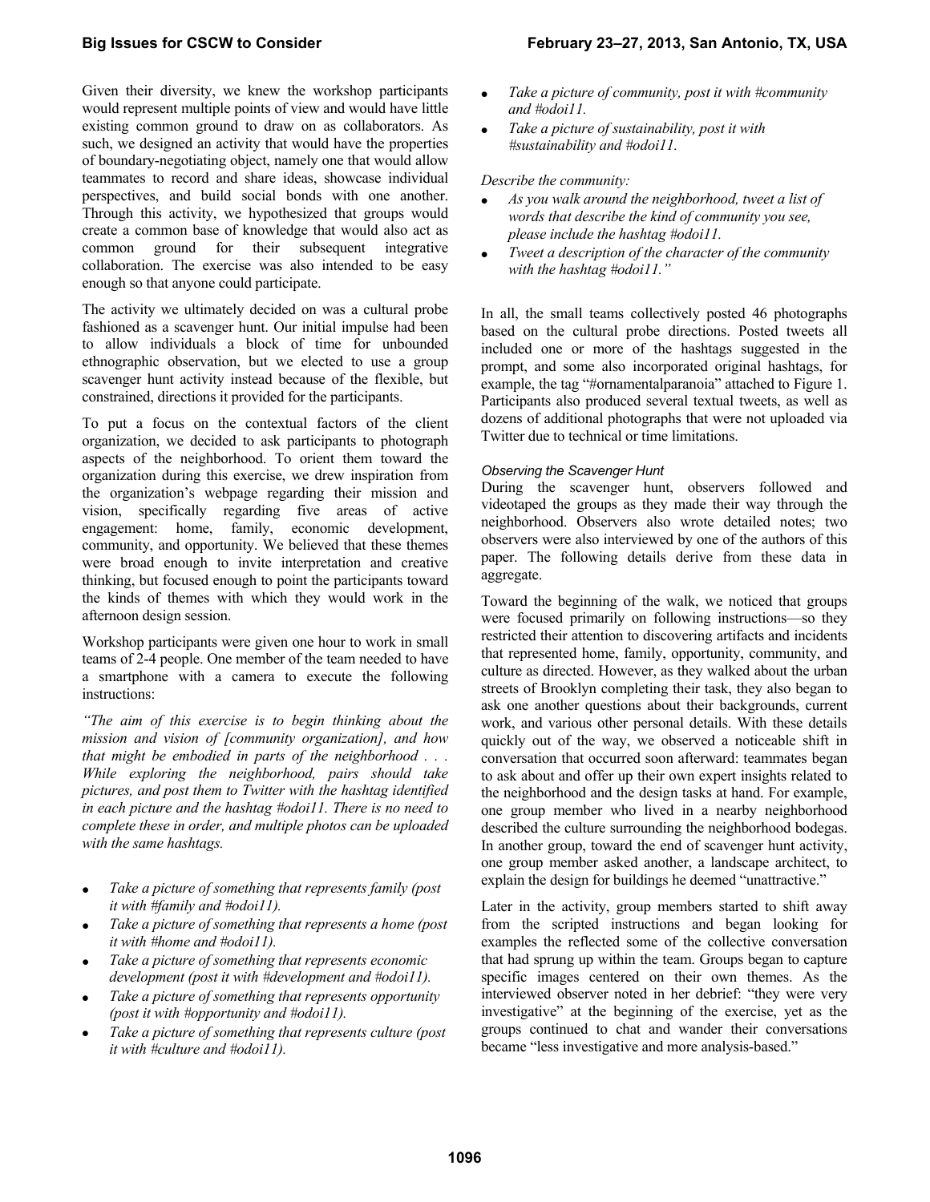Given their diversity, we knew the workshop participants would represent multiple points of view and would have little existing common ground to draw on as collaborators. As such, we designed an activity that would have the properties of boundary-negotiating object, namely one that would allow teammates to record and share ideas, showcase individual perspectives, and build social bonds with one another. Through this activity, we hypothesized that groups would create a common base of knowledge that would also act as common ground for their subsequent integrative collaboration. The exercise was also intended to be easy enough so that anyone could participate.

The activity we ultimately decided on was a cultural probe fashioned as a scavenger hunt. Our initial impulse had been to allow individuals a block of time for unbounded ethnographic observation, but we elected to use a group scavenger hunt activity instead because of the flexible, but constrained, directions it provided for the participants.

To put a focus on the contextual factors of the client organization, we decided to ask participants to photograph aspects of the neighborhood. To orient them toward the organization during this exercise, we drew inspiration from the organization's webpage regarding their mission and vision, specifically regarding five areas of active engagement: home, family, economic development, community, and opportunity. We believed that these themes were broad enough to invite interpretation and creative thinking, but focused enough to point the participants toward the kinds of themes with which they would work in the afternoon design session.

Workshop participants were given one hour to work in small teams of 2-4 people. One member of the team needed to have a smartphone with a camera to execute the following instructions:

*"The aim of this exercise is to begin thinking about the mission and vision of [community organization], and how that might be embodied in parts of the neighborhood . . . While exploring the neighborhood, pairs should take pictures, and post them to Twitter with the hashtag identified in each picture and the hashtag #odoi11. There is no need to complete these in order, and multiple photos can be uploaded with the same hashtags.*

- *Take a picture of something that represents family (post it with #family and #odoi11).*
- *Take a picture of something that represents a home (post it with #home and #odoi11).*
- *Take a picture of something that represents economic development (post it with #development and #odoi11).*
- *Take a picture of something that represents opportunity (post it with #opportunity and #odoi11).*
- *Take a picture of something that represents culture (post it with #culture and #odoi11).*
- *Take a picture of community, post it with #community and #odoi11.*
- *Take a picture of sustainability, post it with #sustainability and #odoi11.*

*Describe the community:*

- *As you walk around the neighborhood, tweet a list of words that describe the kind of community you see, please include the hashtag #odoi11.*
- *Tweet a description of the character of the community with the hashtag #odoi11."*

In all, the small teams collectively posted 46 photographs based on the cultural probe directions. Posted tweets all included one or more of the hashtags suggested in the prompt, and some also incorporated original hashtags, for example, the tag "#ornamentalparanoia" attached to Figure 1. Participants also produced several textual tweets, as well as dozens of additional photographs that were not uploaded via Twitter due to technical or time limitations.

### *Observing the Scavenger Hunt*

During the scavenger hunt, observers followed and videotaped the groups as they made their way through the neighborhood. Observers also wrote detailed notes; two observers were also interviewed by one of the authors of this paper. The following details derive from these data in aggregate.

Toward the beginning of the walk, we noticed that groups were focused primarily on following instructions—so they restricted their attention to discovering artifacts and incidents that represented home, family, opportunity, community, and culture as directed. However, as they walked about the urban streets of Brooklyn completing their task, they also began to ask one another questions about their backgrounds, current work, and various other personal details. With these details quickly out of the way, we observed a noticeable shift in conversation that occurred soon afterward: teammates began to ask about and offer up their own expert insights related to the neighborhood and the design tasks at hand. For example, one group member who lived in a nearby neighborhood described the culture surrounding the neighborhood bodegas. In another group, toward the end of scavenger hunt activity, one group member asked another, a landscape architect, to explain the design for buildings he deemed "unattractive."

Later in the activity, group members started to shift away from the scripted instructions and began looking for examples the reflected some of the collective conversation that had sprung up within the team. Groups began to capture specific images centered on their own themes. As the interviewed observer noted in her debrief: "they were very investigative" at the beginning of the exercise, yet as the groups continued to chat and wander their conversations became "less investigative and more analysis-based."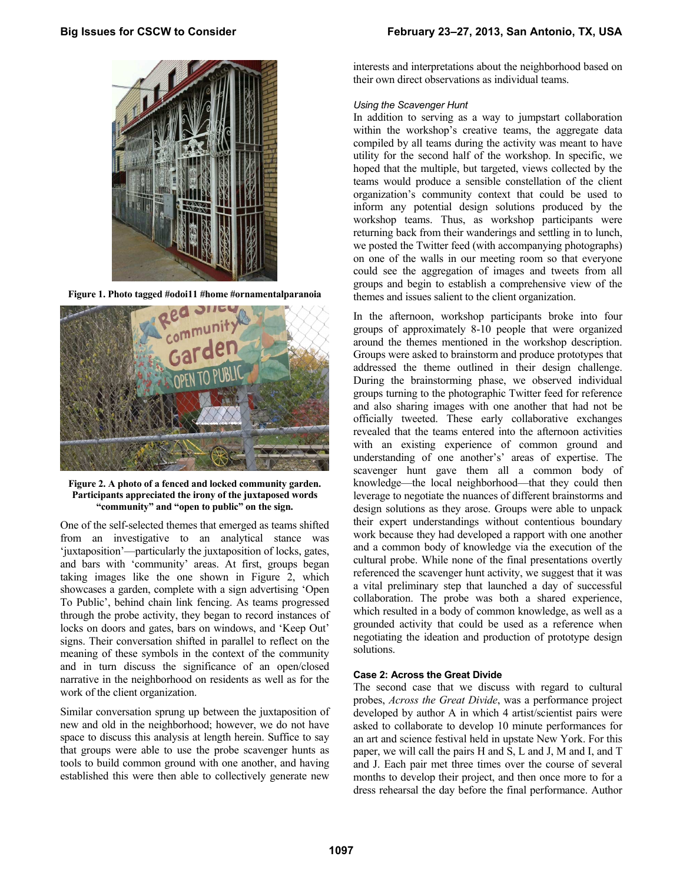Figure 1. Photo tagged #odoi11 #home #ornamentalparanoia

Figure 2. A photo of a fenced and locked community garden. Participants appreciated the irony of the juxtaposed words "community" and "open to public" on the sign.

One of the self-selected themes that emerged as teams shifted from an investigative to an analytical stance was 'juxtaposition'—particularly the juxtaposition of locks, gates, and bars with 'community' areas. At first, groups began taking images like the one shown in Figure 2, which showcases a garden, complete with a sign advertising 'Open To Public', behind chain link fencing. As teams progressed through the probe activity, they began to record instances of locks on doors and gates, bars on windows, and 'Keep Out' signs. Their conversation shifted in parallel to reflect on the meaning of these symbols in the context of the community and in turn discuss the significance of an open/closed narrative in the neighborhood on residents as well as for the work of the client organization.

Similar conversation sprung up between the juxtaposition of new and old in the neighborhood; however, we do not have space to discuss this analysis at length herein. Suffice to say that groups were able to use the probe scavenger hunts as tools to build common ground with one another, and having established this were then able to collectively generate new interests and interpretations about the neighborhood based on their own direct observations as individual teams.

*Using the Scavenger Hunt*

In addition to serving as a way to jumpstart collaboration within the workshop's creative teams, the aggregate data compiled by all teams during the activity was meant to have utility for the second half of the workshop. In specific, we hoped that the multiple, but targeted, views collected by the teams would produce a sensible constellation of the client organization's community context that could be used to inform any potential design solutions produced by the workshop teams. Thus, as workshop participants were returning back from their wanderings and settling in to lunch, we posted the Twitter feed (with accompanying photographs) on one of the walls in our meeting room so that everyone could see the aggregation of images and tweets from all groups and begin to establish a comprehensive view of the themes and issues salient to the client organization.

In the afternoon, workshop participants broke into four groups of approximately 8-10 people that were organized around the themes mentioned in the workshop description. Groups were asked to brainstorm and produce prototypes that addressed the theme outlined in their design challenge. During the brainstorming phase, we observed individual groups turning to the photographic Twitter feed for reference and also sharing images with one another that had not be officially tweeted. These early collaborative exchanges revealed that the teams entered into the afternoon activities with an existing experience of common ground and understanding of one another's' areas of expertise. The scavenger hunt gave them all a common body of knowledge—the local neighborhood—that they could then leverage to negotiate the nuances of different brainstorms and design solutions as they arose. Groups were able to unpack their expert understandings without contentious boundary work because they had developed a rapport with one another and a common body of knowledge via the execution of the cultural probe. While none of the final presentations overtly referenced the scavenger hunt activity, we suggest that it was a vital preliminary step that launched a day of successful collaboration. The probe was both a shared experience, which resulted in a body of common knowledge, as well as a grounded activity that could be used as a reference when negotiating the ideation and production of prototype design solutions.

### Case 2: Across the Great Divide

The second case that we discuss with regard to cultural probes, *Across the Great Divide*, was a performance project developed by author A in which 4 artist/scientist pairs were asked to collaborate to develop 10 minute performances for an art and science festival held in upstate New York. For this paper, we will call the pairs H and S, L and J, M and I, and T and J. Each pair met three times over the course of several months to develop their project, and then once more to for a dress rehearsal the day before the final performance. Author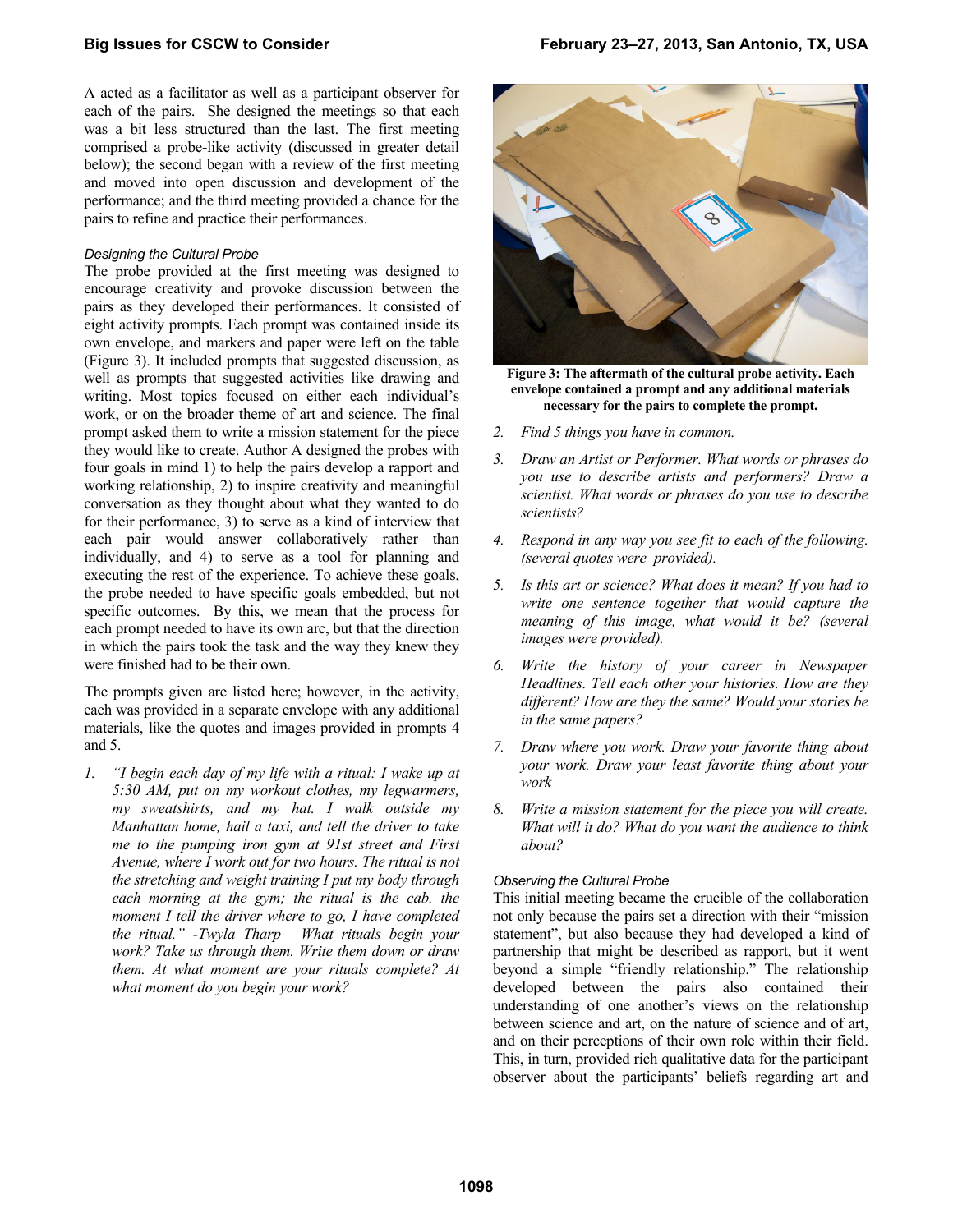A acted as a facilitator as well as a participant observer for each of the pairs. She designed the meetings so that each was a bit less structured than the last. The first meeting comprised a probe-like activity (discussed in greater detail below); the second began with a review of the first meeting and moved into open discussion and development of the performance; and the third meeting provided a chance for the pairs to refine and practice their performances.

### *Designing the Cultural Probe*

The probe provided at the first meeting was designed to encourage creativity and provoke discussion between the pairs as they developed their performances. It consisted of eight activity prompts. Each prompt was contained inside its own envelope, and markers and paper were left on the table (Figure 3). It included prompts that suggested discussion, as well as prompts that suggested activities like drawing and writing. Most topics focused on either each individual's work, or on the broader theme of art and science. The final prompt asked them to write a mission statement for the piece they would like to create. Author A designed the probes with four goals in mind 1) to help the pairs develop a rapport and working relationship, 2) to inspire creativity and meaningful conversation as they thought about what they wanted to do for their performance, 3) to serve as a kind of interview that each pair would answer collaboratively rather than individually, and 4) to serve as a tool for planning and executing the rest of the experience. To achieve these goals, the probe needed to have specific goals embedded, but not specific outcomes. By this, we mean that the process for each prompt needed to have its own arc, but that the direction in which the pairs took the task and the way they knew they were finished had to be their own.

The prompts given are listed here; however, in the activity, each was provided in a separate envelope with any additional materials, like the quotes and images provided in prompts 4 and 5.

1. *"I begin each day of my life with a ritual: I wake up at 5:30 AM, put on my workout clothes, my legwarmers, my sweatshirts, and my hat. I walk outside my Manhattan home, hail a taxi, and tell the driver to take me to the pumping iron gym at 91st street and First Avenue, where I work out for two hours. The ritual is not the stretching and weight training I put my body through each morning at the gym; the ritual is the cab. the moment I tell the driver where to go, I have completed the ritual." -Twyla Tharp  What rituals begin your work? Take us through them. Write them down or draw them. At what moment are your rituals complete? At what moment do you begin your work?*

**Figure 3: The aftermath of the cultural probe activity. Each envelope contained a prompt and any additional materials necessary for the pairs to complete the prompt.**

2. *Find 5 things you have in common.*
3. *Draw an Artist or Performer. What words or phrases do you use to describe artists and performers? Draw a scientist. What words or phrases do you use to describe scientists?*
4. *Respond in any way you see fit to each of the following. (several quotes were provided).*
5. *Is this art or science? What does it mean? If you had to write one sentence together that would capture the meaning of this image, what would it be? (several images were provided).*
6. *Write the history of your career in Newspaper Headlines. Tell each other your histories. How are they different? How are they the same? Would your stories be in the same papers?*
7. *Draw where you work. Draw your favorite thing about your work. Draw your least favorite thing about your work*
8. *Write a mission statement for the piece you will create. What will it do? What do you want the audience to think about?*

### *Observing the Cultural Probe*

This initial meeting became the crucible of the collaboration not only because the pairs set a direction with their "mission statement", but also because they had developed a kind of partnership that might be described as rapport, but it went beyond a simple "friendly relationship." The relationship developed between the pairs also contained their understanding of one another's views on the relationship between science and art, on the nature of science and of art, and on their perceptions of their own role within their field. This, in turn, provided rich qualitative data for the participant observer about the participants' beliefs regarding art and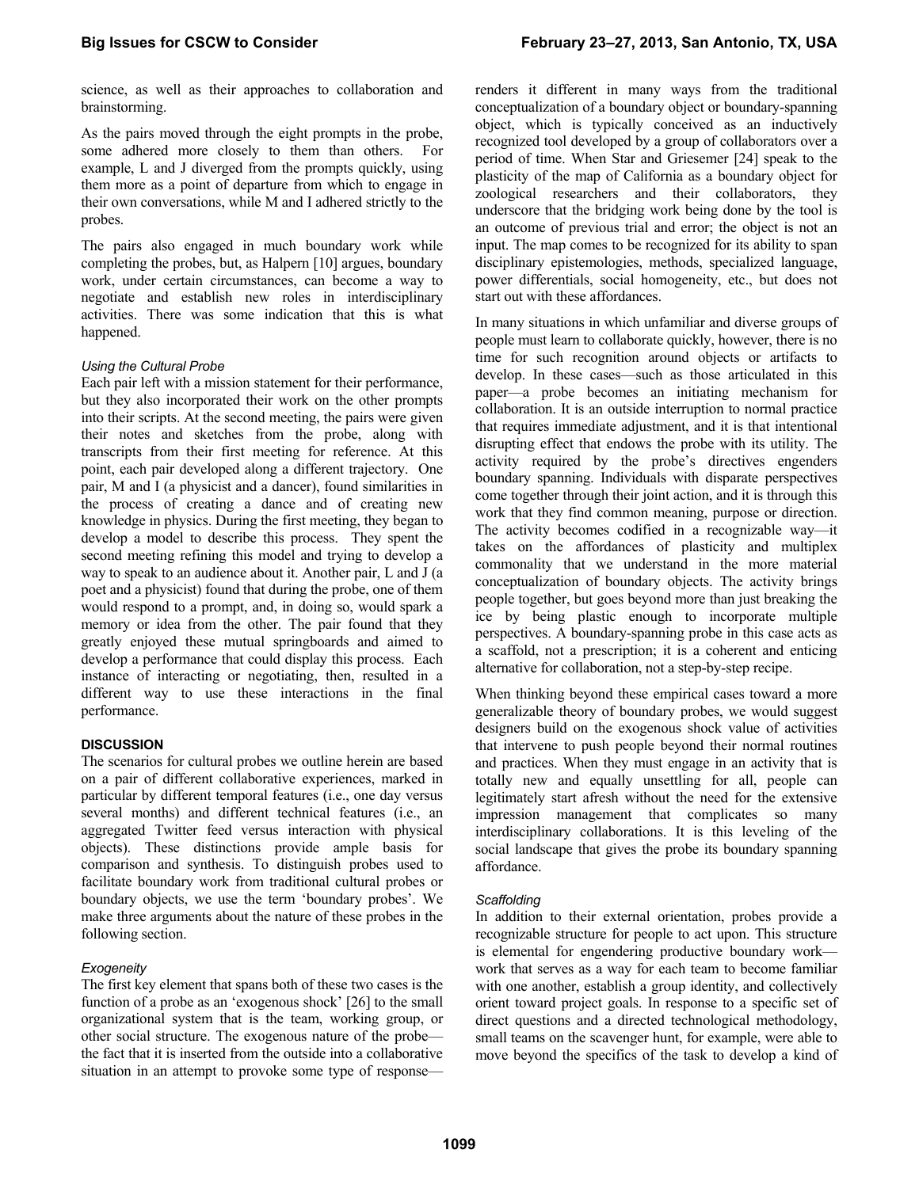science, as well as their approaches to collaboration and brainstorming.

As the pairs moved through the eight prompts in the probe, some adhered more closely to them than others. For example, L and J diverged from the prompts quickly, using them more as a point of departure from which to engage in their own conversations, while M and I adhered strictly to the probes.

The pairs also engaged in much boundary work while completing the probes, but, as Halpern [10] argues, boundary work, under certain circumstances, can become a way to negotiate and establish new roles in interdisciplinary activities. There was some indication that this is what happened.

*Using the Cultural Probe*

Each pair left with a mission statement for their performance, but they also incorporated their work on the other prompts into their scripts. At the second meeting, the pairs were given their notes and sketches from the probe, along with transcripts from their first meeting for reference. At this point, each pair developed along a different trajectory. One pair, M and I (a physicist and a dancer), found similarities in the process of creating a dance and of creating new knowledge in physics. During the first meeting, they began to develop a model to describe this process. They spent the second meeting refining this model and trying to develop a way to speak to an audience about it. Another pair, L and J (a poet and a physicist) found that during the probe, one of them would respond to a prompt, and, in doing so, would spark a memory or idea from the other. The pair found that they greatly enjoyed these mutual springboards and aimed to develop a performance that could display this process. Each instance of interacting or negotiating, then, resulted in a different way to use these interactions in the final performance.

## DISCUSSION

The scenarios for cultural probes we outline herein are based on a pair of different collaborative experiences, marked in particular by different temporal features (i.e., one day versus several months) and different technical features (i.e., an aggregated Twitter feed versus interaction with physical objects). These distinctions provide ample basis for comparison and synthesis. To distinguish probes used to facilitate boundary work from traditional cultural probes or boundary objects, we use the term 'boundary probes'. We make three arguments about the nature of these probes in the following section.

*Exogeneity*

The first key element that spans both of these two cases is the function of a probe as an 'exogenous shock' [26] to the small organizational system that is the team, working group, or other social structure. The exogenous nature of the probe—the fact that it is inserted from the outside into a collaborative situation in an attempt to provoke some type of response—renders it different in many ways from the traditional conceptualization of a boundary object or boundary-spanning object, which is typically conceived as an inductively recognized tool developed by a group of collaborators over a period of time. When Star and Griesemer [24] speak to the plasticity of the map of California as a boundary object for zoological researchers and their collaborators, they underscore that the bridging work being done by the tool is an outcome of previous trial and error; the object is not an input. The map comes to be recognized for its ability to span disciplinary epistemologies, methods, specialized language, power differentials, social homogeneity, etc., but does not start out with these affordances.

In many situations in which unfamiliar and diverse groups of people must learn to collaborate quickly, however, there is no time for such recognition around objects or artifacts to develop. In these cases—such as those articulated in this paper—a probe becomes an initiating mechanism for collaboration. It is an outside interruption to normal practice that requires immediate adjustment, and it is that intentional disrupting effect that endows the probe with its utility. The activity required by the probe's directives engenders boundary spanning. Individuals with disparate perspectives come together through their joint action, and it is through this work that they find common meaning, purpose or direction. The activity becomes codified in a recognizable way—it takes on the affordances of plasticity and multiplex commonality that we understand in the more material conceptualization of boundary objects. The activity brings people together, but goes beyond more than just breaking the ice by being plastic enough to incorporate multiple perspectives. A boundary-spanning probe in this case acts as a scaffold, not a prescription; it is a coherent and enticing alternative for collaboration, not a step-by-step recipe.

When thinking beyond these empirical cases toward a more generalizable theory of boundary probes, we would suggest designers build on the exogenous shock value of activities that intervene to push people beyond their normal routines and practices. When they must engage in an activity that is totally new and equally unsettling for all, people can legitimately start afresh without the need for the extensive impression management that complicates so many interdisciplinary collaborations. It is this leveling of the social landscape that gives the probe its boundary spanning affordance.

*Scaffolding*

In addition to their external orientation, probes provide a recognizable structure for people to act upon. This structure is elemental for engendering productive boundary work—work that serves as a way for each team to become familiar with one another, establish a group identity, and collectively orient toward project goals. In response to a specific set of direct questions and a directed technological methodology, small teams on the scavenger hunt, for example, were able to move beyond the specifics of the task to develop a kind of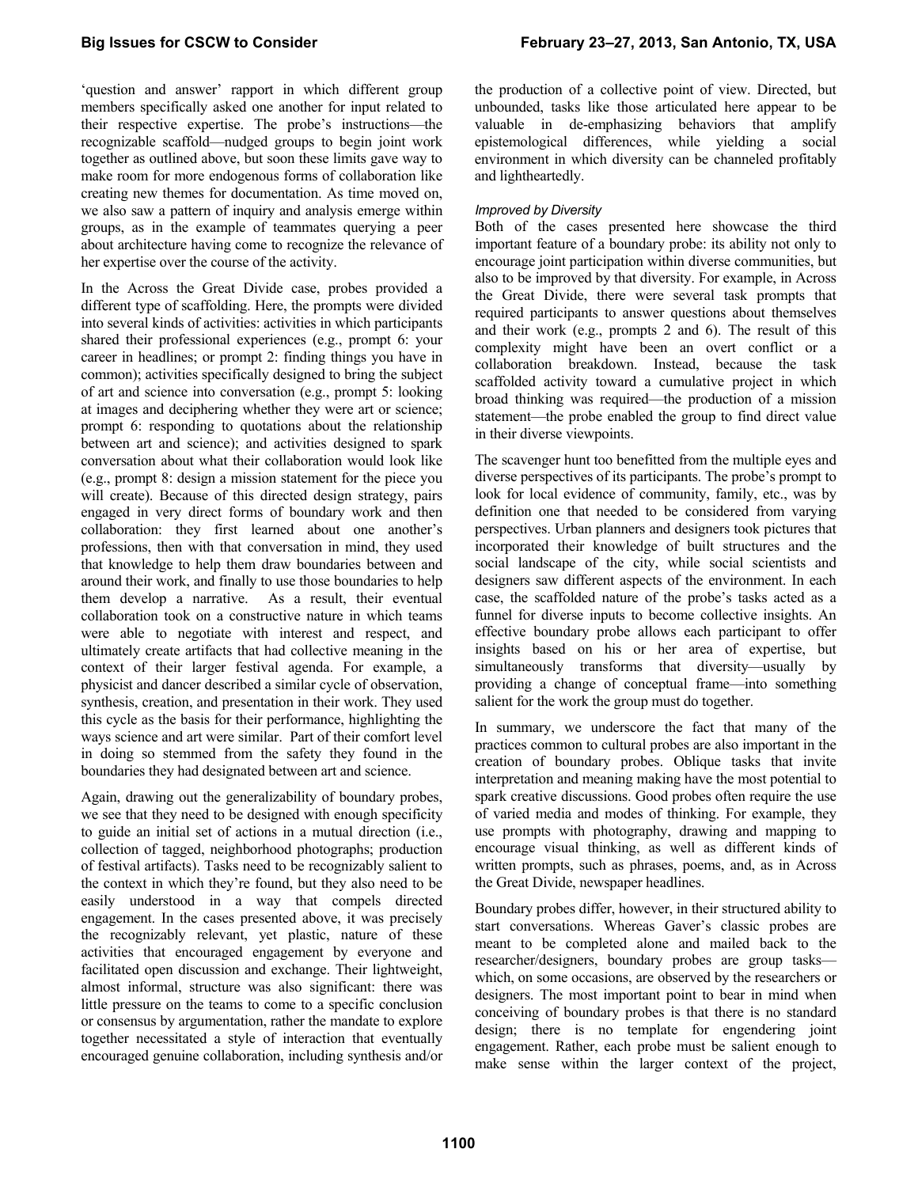'question and answer' rapport in which different group members specifically asked one another for input related to their respective expertise. The probe's instructions—the recognizable scaffold—nudged groups to begin joint work together as outlined above, but soon these limits gave way to make room for more endogenous forms of collaboration like creating new themes for documentation. As time moved on, we also saw a pattern of inquiry and analysis emerge within groups, as in the example of teammates querying a peer about architecture having come to recognize the relevance of her expertise over the course of the activity.

In the Across the Great Divide case, probes provided a different type of scaffolding. Here, the prompts were divided into several kinds of activities: activities in which participants shared their professional experiences (e.g., prompt 6: your career in headlines; or prompt 2: finding things you have in common); activities specifically designed to bring the subject of art and science into conversation (e.g., prompt 5: looking at images and deciphering whether they were art or science; prompt 6: responding to quotations about the relationship between art and science); and activities designed to spark conversation about what their collaboration would look like (e.g., prompt 8: design a mission statement for the piece you will create). Because of this directed design strategy, pairs engaged in very direct forms of boundary work and then collaboration: they first learned about one another's professions, then with that conversation in mind, they used that knowledge to help them draw boundaries between and around their work, and finally to use those boundaries to help them develop a narrative. As a result, their eventual collaboration took on a constructive nature in which teams were able to negotiate with interest and respect, and ultimately create artifacts that had collective meaning in the context of their larger festival agenda. For example, a physicist and dancer described a similar cycle of observation, synthesis, creation, and presentation in their work. They used this cycle as the basis for their performance, highlighting the ways science and art were similar. Part of their comfort level in doing so stemmed from the safety they found in the boundaries they had designated between art and science.

Again, drawing out the generalizability of boundary probes, we see that they need to be designed with enough specificity to guide an initial set of actions in a mutual direction (i.e., collection of tagged, neighborhood photographs; production of festival artifacts). Tasks need to be recognizably salient to the context in which they're found, but they also need to be easily understood in a way that compels directed engagement. In the cases presented above, it was precisely the recognizably relevant, yet plastic, nature of these activities that encouraged engagement by everyone and facilitated open discussion and exchange. Their lightweight, almost informal, structure was also significant: there was little pressure on the teams to come to a specific conclusion or consensus by argumentation, rather the mandate to explore together necessitated a style of interaction that eventually encouraged genuine collaboration, including synthesis and/or the production of a collective point of view. Directed, but unbounded, tasks like those articulated here appear to be valuable in de-emphasizing behaviors that amplify epistemological differences, while yielding a social environment in which diversity can be channeled profitably and lightheartedly.

#### *Improved by Diversity*

Both of the cases presented here showcase the third important feature of a boundary probe: its ability not only to encourage joint participation within diverse communities, but also to be improved by that diversity. For example, in Across the Great Divide, there were several task prompts that required participants to answer questions about themselves and their work (e.g., prompts 2 and 6). The result of this complexity might have been an overt conflict or a collaboration breakdown. Instead, because the task scaffolded activity toward a cumulative project in which broad thinking was required—the production of a mission statement—the probe enabled the group to find direct value in their diverse viewpoints.

The scavenger hunt too benefitted from the multiple eyes and diverse perspectives of its participants. The probe's prompt to look for local evidence of community, family, etc., was by definition one that needed to be considered from varying perspectives. Urban planners and designers took pictures that incorporated their knowledge of built structures and the social landscape of the city, while social scientists and designers saw different aspects of the environment. In each case, the scaffolded nature of the probe's tasks acted as a funnel for diverse inputs to become collective insights. An effective boundary probe allows each participant to offer insights based on his or her area of expertise, but simultaneously transforms that diversity—usually by providing a change of conceptual frame—into something salient for the work the group must do together.

In summary, we underscore the fact that many of the practices common to cultural probes are also important in the creation of boundary probes. Oblique tasks that invite interpretation and meaning making have the most potential to spark creative discussions. Good probes often require the use of varied media and modes of thinking. For example, they use prompts with photography, drawing and mapping to encourage visual thinking, as well as different kinds of written prompts, such as phrases, poems, and, as in Across the Great Divide, newspaper headlines.

Boundary probes differ, however, in their structured ability to start conversations. Whereas Gaver's classic probes are meant to be completed alone and mailed back to the researcher/designers, boundary probes are group tasks—which, on some occasions, are observed by the researchers or designers. The most important point to bear in mind when conceiving of boundary probes is that there is no standard design; there is no template for engendering joint engagement. Rather, each probe must be salient enough to make sense within the larger context of the project,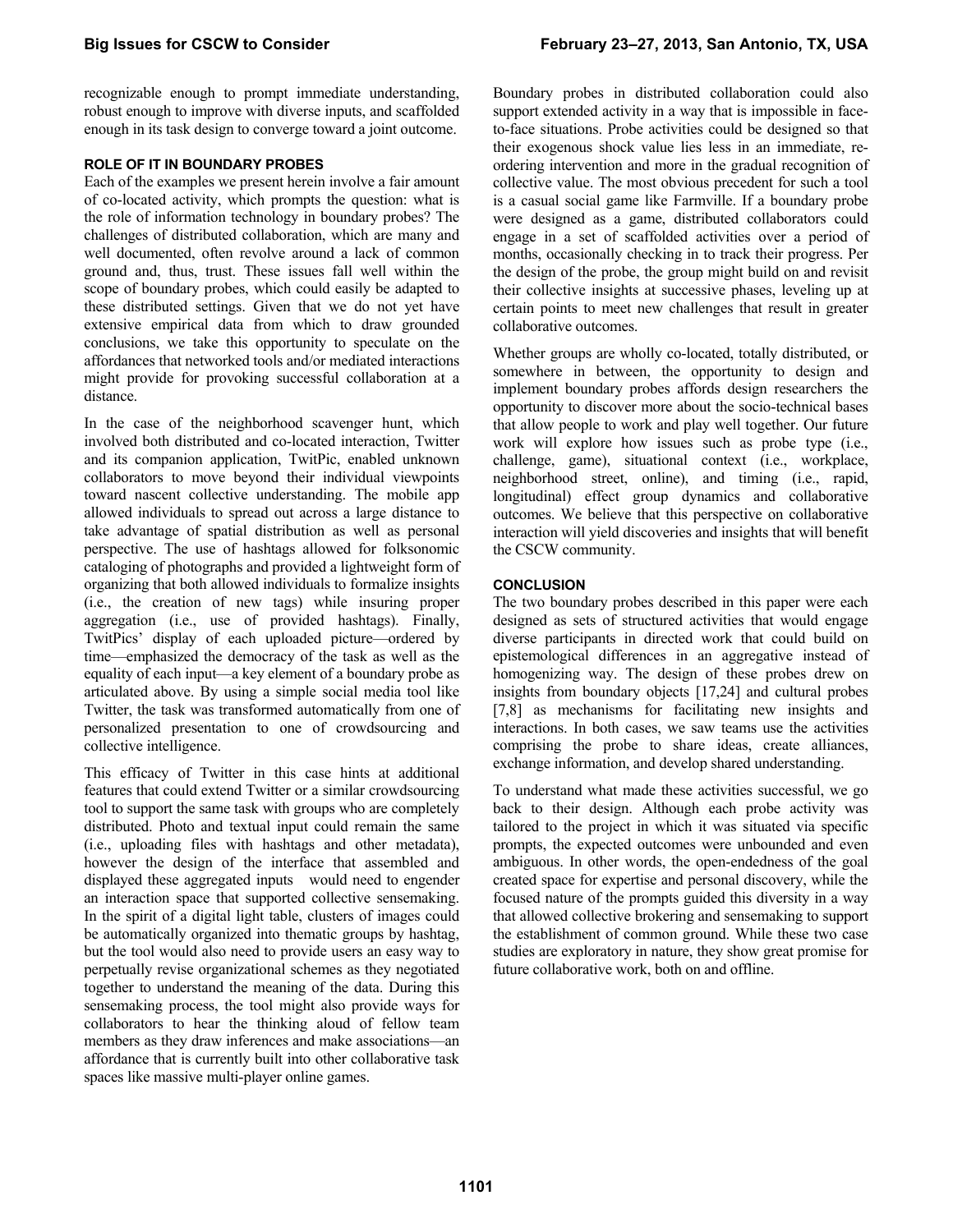recognizable enough to prompt immediate understanding, robust enough to improve with diverse inputs, and scaffolded enough in its task design to converge toward a joint outcome.

## ROLE OF IT IN BOUNDARY PROBES

Each of the examples we present herein involve a fair amount of co-located activity, which prompts the question: what is the role of information technology in boundary probes? The challenges of distributed collaboration, which are many and well documented, often revolve around a lack of common ground and, thus, trust. These issues fall well within the scope of boundary probes, which could easily be adapted to these distributed settings. Given that we do not yet have extensive empirical data from which to draw grounded conclusions, we take this opportunity to speculate on the affordances that networked tools and/or mediated interactions might provide for provoking successful collaboration at a distance.

In the case of the neighborhood scavenger hunt, which involved both distributed and co-located interaction, Twitter and its companion application, TwitPic, enabled unknown collaborators to move beyond their individual viewpoints toward nascent collective understanding. The mobile app allowed individuals to spread out across a large distance to take advantage of spatial distribution as well as personal perspective. The use of hashtags allowed for folksonomic cataloging of photographs and provided a lightweight form of organizing that both allowed individuals to formalize insights (i.e., the creation of new tags) while insuring proper aggregation (i.e., use of provided hashtags). Finally, TwitPics' display of each uploaded picture—ordered by time—emphasized the democracy of the task as well as the equality of each input—a key element of a boundary probe as articulated above. By using a simple social media tool like Twitter, the task was transformed automatically from one of personalized presentation to one of crowdsourcing and collective intelligence.

This efficacy of Twitter in this case hints at additional features that could extend Twitter or a similar crowdsourcing tool to support the same task with groups who are completely distributed. Photo and textual input could remain the same (i.e., uploading files with hashtags and other metadata), however the design of the interface that assembled and displayed these aggregated inputs would need to engender an interaction space that supported collective sensemaking. In the spirit of a digital light table, clusters of images could be automatically organized into thematic groups by hashtag, but the tool would also need to provide users an easy way to perpetually revise organizational schemes as they negotiated together to understand the meaning of the data. During this sensemaking process, the tool might also provide ways for collaborators to hear the thinking aloud of fellow team members as they draw inferences and make associations—an affordance that is currently built into other collaborative task spaces like massive multi-player online games.

Boundary probes in distributed collaboration could also support extended activity in a way that is impossible in face-to-face situations. Probe activities could be designed so that their exogenous shock value lies less in an immediate, re-ordering intervention and more in the gradual recognition of collective value. The most obvious precedent for such a tool is a casual social game like Farmville. If a boundary probe were designed as a game, distributed collaborators could engage in a set of scaffolded activities over a period of months, occasionally checking in to track their progress. Per the design of the probe, the group might build on and revisit their collective insights at successive phases, leveling up at certain points to meet new challenges that result in greater collaborative outcomes.

Whether groups are wholly co-located, totally distributed, or somewhere in between, the opportunity to design and implement boundary probes affords design researchers the opportunity to discover more about the socio-technical bases that allow people to work and play well together. Our future work will explore how issues such as probe type (i.e., challenge, game), situational context (i.e., workplace, neighborhood street, online), and timing (i.e., rapid, longitudinal) effect group dynamics and collaborative outcomes. We believe that this perspective on collaborative interaction will yield discoveries and insights that will benefit the CSCW community.

## CONCLUSION

The two boundary probes described in this paper were each designed as sets of structured activities that would engage diverse participants in directed work that could build on epistemological differences in an aggregative instead of homogenizing way. The design of these probes drew on insights from boundary objects [17,24] and cultural probes [7,8] as mechanisms for facilitating new insights and interactions. In both cases, we saw teams use the activities comprising the probe to share ideas, create alliances, exchange information, and develop shared understanding.

To understand what made these activities successful, we go back to their design. Although each probe activity was tailored to the project in which it was situated via specific prompts, the expected outcomes were unbounded and even ambiguous. In other words, the open-endedness of the goal created space for expertise and personal discovery, while the focused nature of the prompts guided this diversity in a way that allowed collective brokering and sensemaking to support the establishment of common ground. While these two case studies are exploratory in nature, they show great promise for future collaborative work, both on and offline.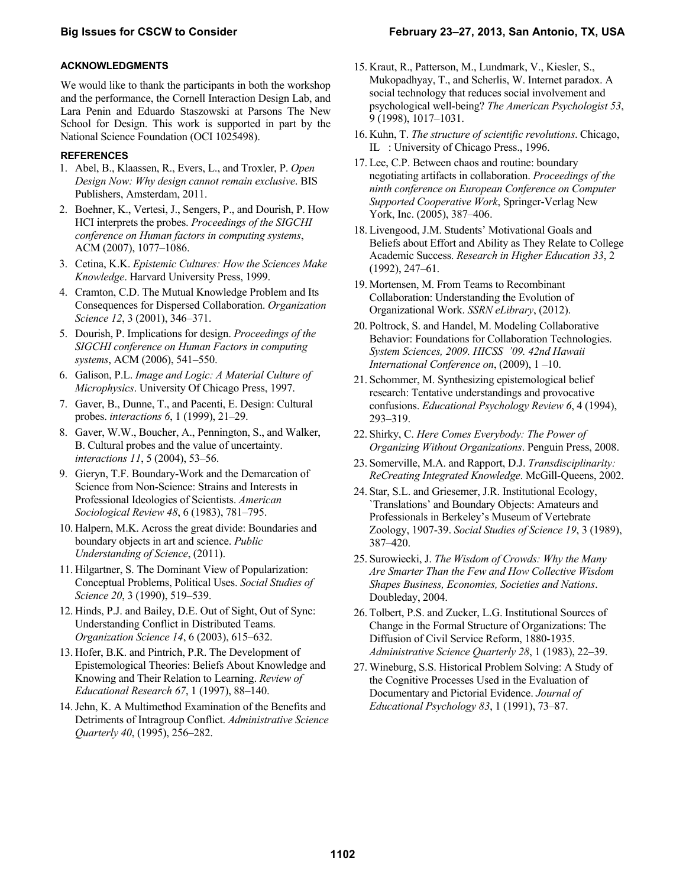## ACKNOWLEDGMENTS

We would like to thank the participants in both the workshop and the performance, the Cornell Interaction Design Lab, and Lara Penin and Eduardo Staszowski at Parsons The New School for Design. This work is supported in part by the National Science Foundation (OCI 1025498).

## REFERENCES

1. Abel, B., Klaassen, R., Evers, L., and Troxler, P. *Open Design Now: Why design cannot remain exclusive*. BIS Publishers, Amsterdam, 2011.
2. Boehner, K., Vertesi, J., Sengers, P., and Dourish, P. How HCI interprets the probes. *Proceedings of the SIGCHI conference on Human factors in computing systems*, ACM (2007), 1077–1086.
3. Cetina, K.K. *Epistemic Cultures: How the Sciences Make Knowledge*. Harvard University Press, 1999.
4. Cramton, C.D. The Mutual Knowledge Problem and Its Consequences for Dispersed Collaboration. *Organization Science 12*, 3 (2001), 346–371.
5. Dourish, P. Implications for design. *Proceedings of the SIGCHI conference on Human Factors in computing systems*, ACM (2006), 541–550.
6. Galison, P.L. *Image and Logic: A Material Culture of Microphysics*. University Of Chicago Press, 1997.
7. Gaver, B., Dunne, T., and Pacenti, E. Design: Cultural probes. *interactions 6*, 1 (1999), 21–29.
8. Gaver, W.W., Boucher, A., Pennington, S., and Walker, B. Cultural probes and the value of uncertainty. *interactions 11*, 5 (2004), 53–56.
9. Gieryn, T.F. Boundary-Work and the Demarcation of Science from Non-Science: Strains and Interests in Professional Ideologies of Scientists. *American Sociological Review 48*, 6 (1983), 781–795.
10. Halpern, M.K. Across the great divide: Boundaries and boundary objects in art and science. *Public Understanding of Science*, (2011).
11. Hilgartner, S. The Dominant View of Popularization: Conceptual Problems, Political Uses. *Social Studies of Science 20*, 3 (1990), 519–539.
12. Hinds, P.J. and Bailey, D.E. Out of Sight, Out of Sync: Understanding Conflict in Distributed Teams. *Organization Science 14*, 6 (2003), 615–632.
13. Hofer, B.K. and Pintrich, P.R. The Development of Epistemological Theories: Beliefs About Knowledge and Knowing and Their Relation to Learning. *Review of Educational Research 67*, 1 (1997), 88–140.
14. Jehn, K. A Multimethod Examination of the Benefits and Detriments of Intragroup Conflict. *Administrative Science Quarterly 40*, (1995), 256–282.
15. Kraut, R., Patterson, M., Lundmark, V., Kiesler, S., Mukopadhyay, T., and Scherlis, W. Internet paradox. A social technology that reduces social involvement and psychological well-being? *The American Psychologist 53*, 9 (1998), 1017–1031.
16. Kuhn, T. *The structure of scientific revolutions*. Chicago, IL : University of Chicago Press., 1996.
17. Lee, C.P. Between chaos and routine: boundary negotiating artifacts in collaboration. *Proceedings of the ninth conference on European Conference on Computer Supported Cooperative Work*, Springer-Verlag New York, Inc. (2005), 387–406.
18. Livengood, J.M. Students' Motivational Goals and Beliefs about Effort and Ability as They Relate to College Academic Success. *Research in Higher Education 33*, 2 (1992), 247–61.
19. Mortensen, M. From Teams to Recombinant Collaboration: Understanding the Evolution of Organizational Work. *SSRN eLibrary*, (2012).
20. Poltrock, S. and Handel, M. Modeling Collaborative Behavior: Foundations for Collaboration Technologies. *System Sciences, 2009. HICSS '09. 42nd Hawaii International Conference on*, (2009), 1 –10.
21. Schommer, M. Synthesizing epistemological belief research: Tentative understandings and provocative confusions. *Educational Psychology Review 6*, 4 (1994), 293–319.
22. Shirky, C. *Here Comes Everybody: The Power of Organizing Without Organizations*. Penguin Press, 2008.
23. Somerville, M.A. and Rapport, D.J. *Transdisciplinarity: ReCreating Integrated Knowledge*. McGill-Queens, 2002.
24. Star, S.L. and Griesemer, J.R. Institutional Ecology, `Translations' and Boundary Objects: Amateurs and Professionals in Berkeley's Museum of Vertebrate Zoology, 1907-39. *Social Studies of Science 19*, 3 (1989), 387–420.
25. Surowiecki, J. *The Wisdom of Crowds: Why the Many Are Smarter Than the Few and How Collective Wisdom Shapes Business, Economies, Societies and Nations*. Doubleday, 2004.
26. Tolbert, P.S. and Zucker, L.G. Institutional Sources of Change in the Formal Structure of Organizations: The Diffusion of Civil Service Reform, 1880-1935. *Administrative Science Quarterly 28*, 1 (1983), 22–39.
27. Wineburg, S.S. Historical Problem Solving: A Study of the Cognitive Processes Used in the Evaluation of Documentary and Pictorial Evidence. *Journal of Educational Psychology 83*, 1 (1991), 73–87.